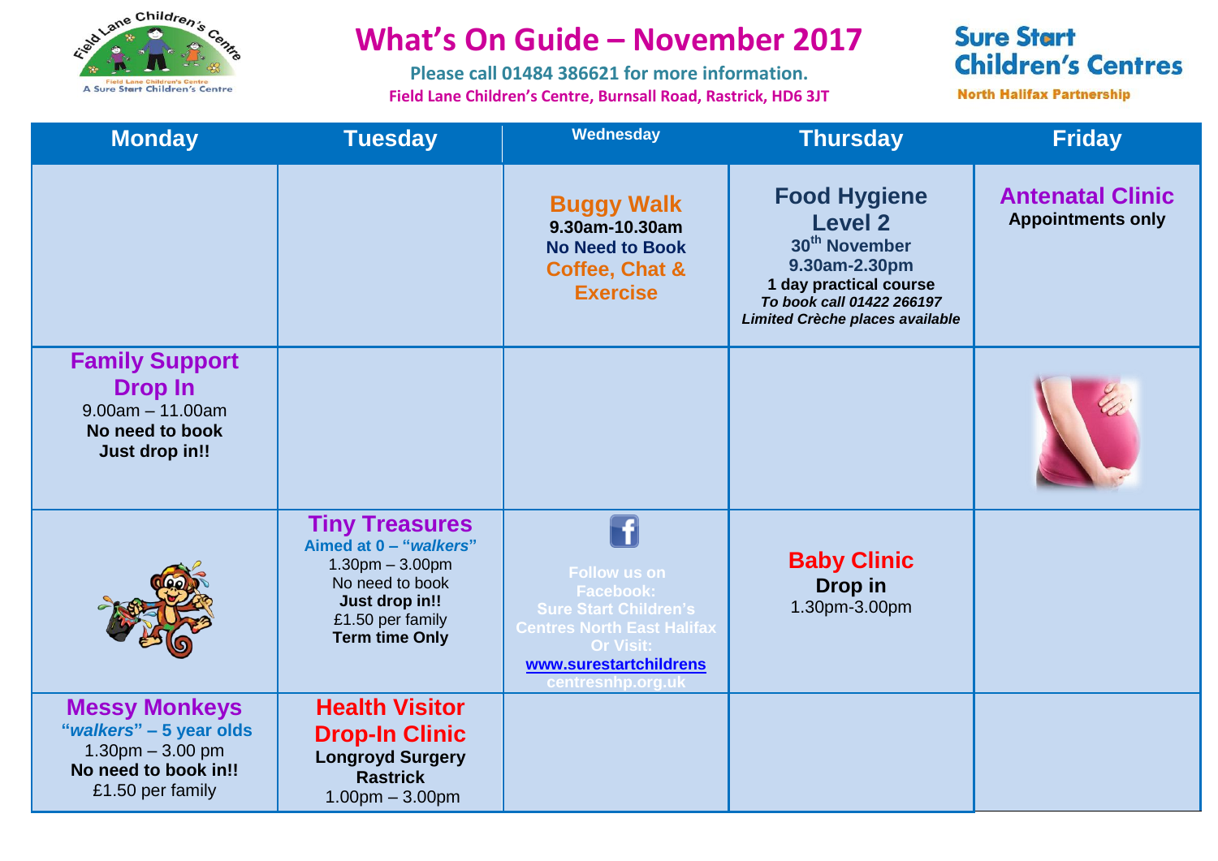# What's On Guide – November 2017

**Please call 01484 386621 for more information.**

**Field Lane Children's Centre, Burnsall Road, Rastrick, HD6 3JT**

**Sure Start Children's Centres**
**North Halifax Partnership**

| Monday | Tuesday | Wednesday | Thursday | Friday |
|---|---|---|---|---|
| | | **Buggy Walk** 9.30am-10.30am **No Need to Book** **Coffee, Chat & Exercise** | **Food Hygiene Level 2** 30th November 9.30am-2.30pm **1 day practical course** *To book call 01422 266197* *Limited Crèche places available* | **Antenatal Clinic** **Appointments only** |
| **Family Support Drop In** 9.00am – 11.00am **No need to book** **Just drop in!!** | | | | |
| | **Tiny Treasures** Aimed at 0 – "*walkers*" 1.30pm – 3.00pm No need to book **Just drop in!!** £1.50 per family **Term time Only** | Follow us on Facebook: Sure Start Children's Centres North East Halifax Or Visit: www.surestartchildrenscentresnhp.org.uk | **Baby Clinic** **Drop in** 1.30pm-3.00pm | |
| **Messy Monkeys** "*walkers*" – 5 year olds 1.30pm – 3.00 pm **No need to book in!!** £1.50 per family | **Health Visitor Drop-In Clinic** **Longroyd Surgery Rastrick** 1.00pm – 3.00pm | | | |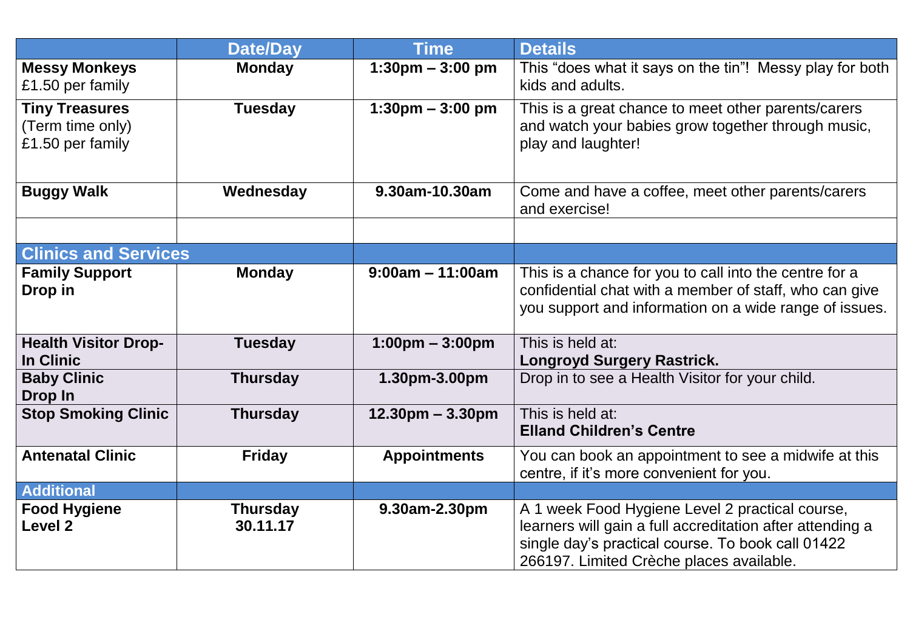| | Date/Day | Time | Details |
|---|---|---|---|
| **Messy Monkeys** £1.50 per family | **Monday** | **1:30pm – 3:00 pm** | This "does what it says on the tin"! Messy play for both kids and adults. |
| **Tiny Treasures** (Term time only) £1.50 per family | **Tuesday** | **1:30pm – 3:00 pm** | This is a great chance to meet other parents/carers and watch your babies grow together through music, play and laughter! |
| **Buggy Walk** | **Wednesday** | **9.30am-10.30am** | Come and have a coffee, meet other parents/carers and exercise! |
| | | | |
| **Clinics and Services** | | | |
| **Family Support Drop in** | **Monday** | **9:00am – 11:00am** | This is a chance for you to call into the centre for a confidential chat with a member of staff, who can give you support and information on a wide range of issues. |
| **Health Visitor Drop-In Clinic** | **Tuesday** | **1:00pm – 3:00pm** | This is held at: **Longroyd Surgery Rastrick.** |
| **Baby Clinic Drop In** | **Thursday** | **1.30pm-3.00pm** | Drop in to see a Health Visitor for your child. |
| **Stop Smoking Clinic** | **Thursday** | **12.30pm – 3.30pm** | This is held at: **Elland Children's Centre** |
| **Antenatal Clinic** | **Friday** | **Appointments** | You can book an appointment to see a midwife at this centre, if it's more convenient for you. |
| **Additional** | | | |
| **Food Hygiene Level 2** | **Thursday 30.11.17** | **9.30am-2.30pm** | A 1 week Food Hygiene Level 2 practical course, learners will gain a full accreditation after attending a single day's practical course. To book call 01422 266197. Limited Crèche places available. |